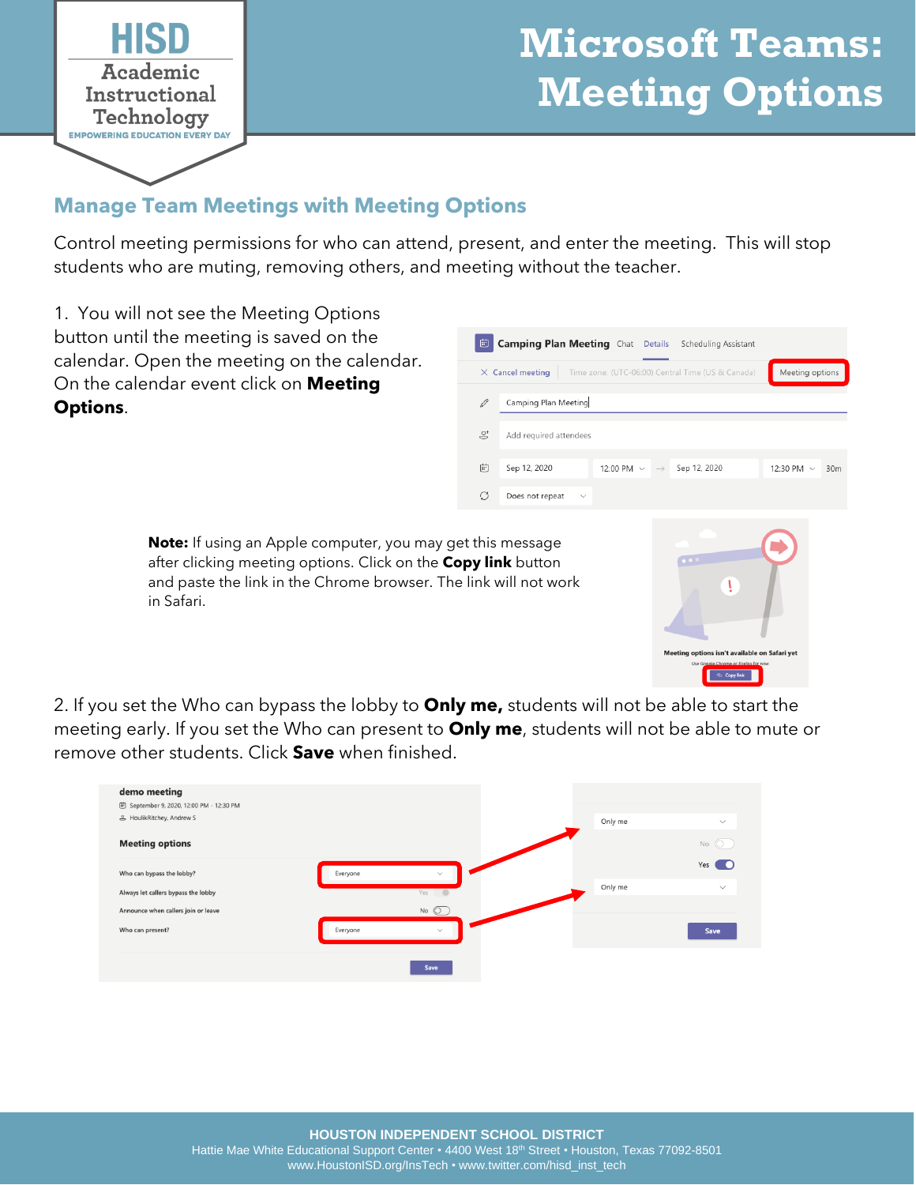# Microsoft Teams: Meeting Options

HISD Academic Instructional Technology
EMPOWERING EDUCATION EVERY DAY

## Manage Team Meetings with Meeting Options

Control meeting permissions for who can attend, present, and enter the meeting. This will stop students who are muting, removing others, and meeting without the teacher.

1. You will not see the Meeting Options button until the meeting is saved on the calendar. Open the meeting on the calendar. On the calendar event click on **Meeting Options**.

**Note:** If using an Apple computer, you may get this message after clicking meeting options. Click on the **Copy link** button and paste the link in the Chrome browser. The link will not work in Safari.

2. If you set the Who can bypass the lobby to **Only me,** students will not be able to start the meeting early. If you set the Who can present to **Only me**, students will not be able to mute or remove other students. Click **Save** when finished.

**HOUSTON INDEPENDENT SCHOOL DISTRICT**
Hattie Mae White Educational Support Center • 4400 West 18th Street • Houston, Texas 77092-8501
www.HoustonISD.org/InsTech • www.twitter.com/hisd_inst_tech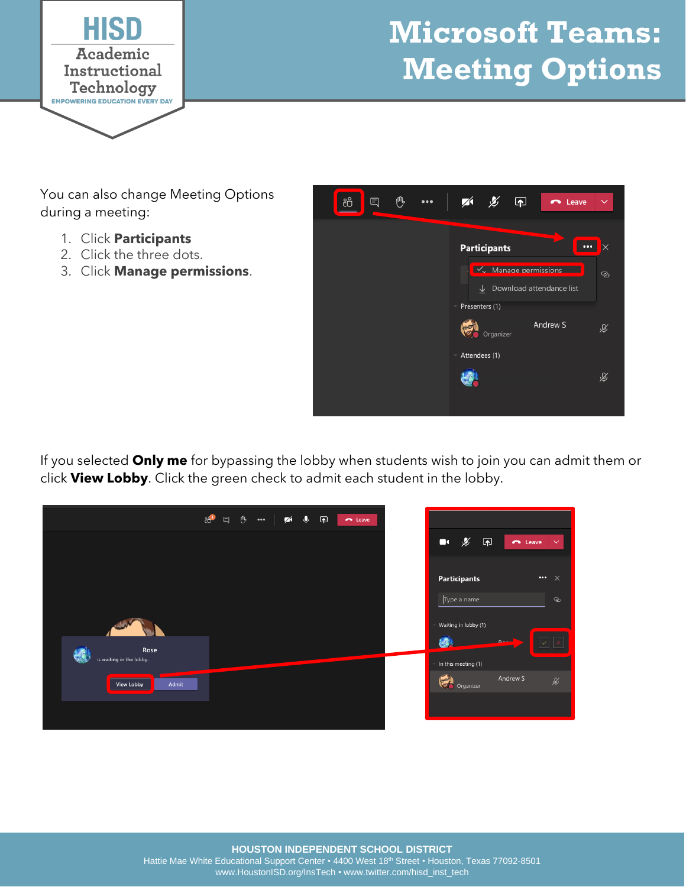# Microsoft Teams: Meeting Options

You can also change Meeting Options during a meeting:

1. Click **Participants**
2. Click the three dots.
3. Click **Manage permissions**.

If you selected **Only me** for bypassing the lobby when students wish to join you can admit them or click **View Lobby**. Click the green check to admit each student in the lobby.